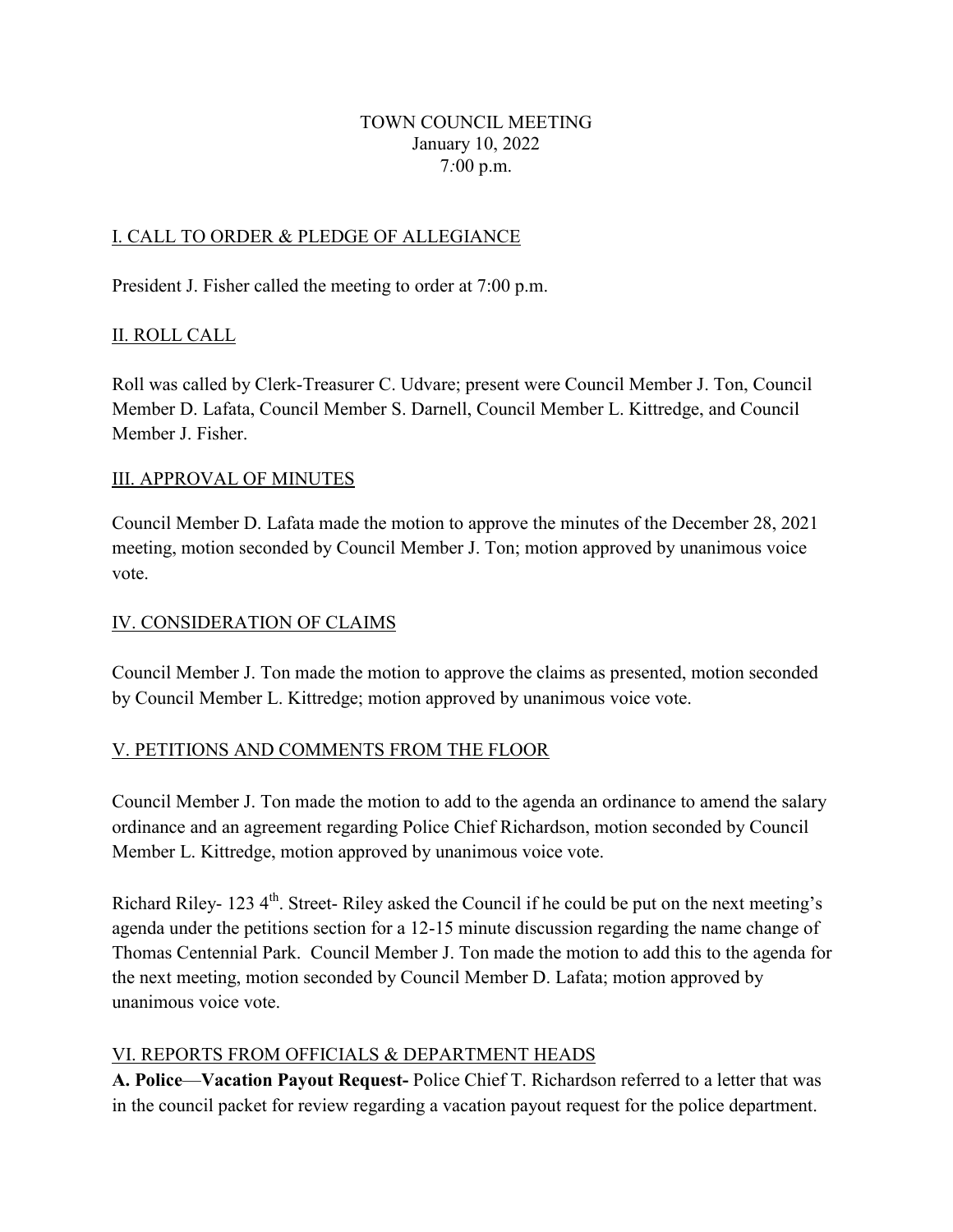TOWN COUNCIL MEETING
January 10, 2022
7:00 p.m.

## I. CALL TO ORDER & PLEDGE OF ALLEGIANCE

President J. Fisher called the meeting to order at 7:00 p.m.

## II. ROLL CALL

Roll was called by Clerk-Treasurer C. Udvare; present were Council Member J. Ton, Council Member D. Lafata, Council Member S. Darnell, Council Member L. Kittredge, and Council Member J. Fisher.

## III. APPROVAL OF MINUTES

Council Member D. Lafata made the motion to approve the minutes of the December 28, 2021 meeting, motion seconded by Council Member J. Ton; motion approved by unanimous voice vote.

## IV. CONSIDERATION OF CLAIMS

Council Member J. Ton made the motion to approve the claims as presented, motion seconded by Council Member L. Kittredge; motion approved by unanimous voice vote.

## V. PETITIONS AND COMMENTS FROM THE FLOOR

Council Member J. Ton made the motion to add to the agenda an ordinance to amend the salary ordinance and an agreement regarding Police Chief Richardson, motion seconded by Council Member L. Kittredge, motion approved by unanimous voice vote.

Richard Riley- 123 4th. Street- Riley asked the Council if he could be put on the next meeting's agenda under the petitions section for a 12-15 minute discussion regarding the name change of Thomas Centennial Park. Council Member J. Ton made the motion to add this to the agenda for the next meeting, motion seconded by Council Member D. Lafata; motion approved by unanimous voice vote.

## VI. REPORTS FROM OFFICIALS & DEPARTMENT HEADS

**A. Police**—**Vacation Payout Request-** Police Chief T. Richardson referred to a letter that was in the council packet for review regarding a vacation payout request for the police department.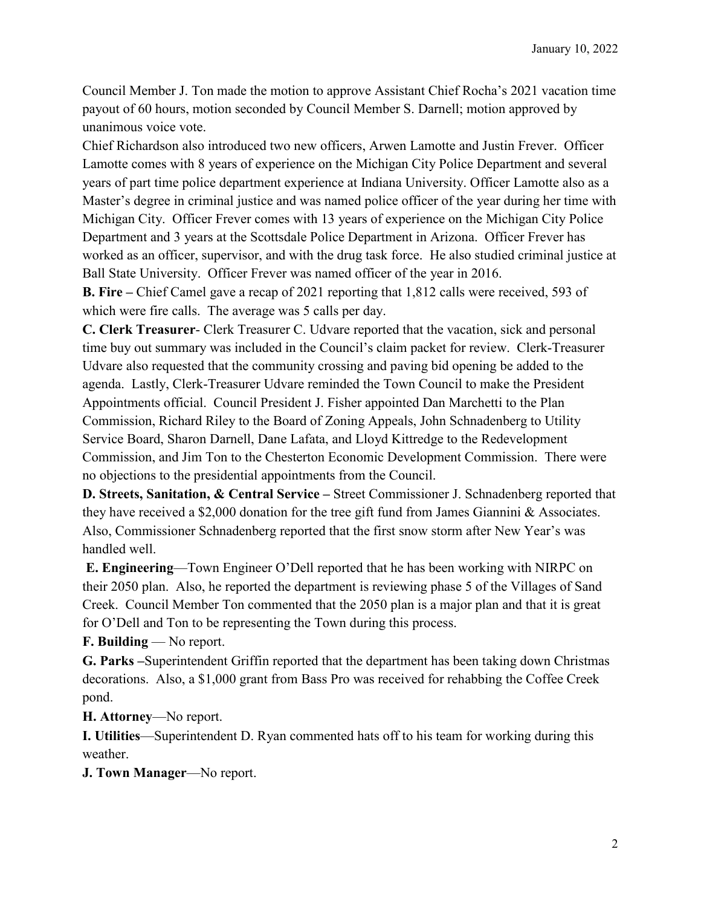Council Member J. Ton made the motion to approve Assistant Chief Rocha's 2021 vacation time payout of 60 hours, motion seconded by Council Member S. Darnell; motion approved by unanimous voice vote.

Chief Richardson also introduced two new officers, Arwen Lamotte and Justin Frever. Officer Lamotte comes with 8 years of experience on the Michigan City Police Department and several years of part time police department experience at Indiana University. Officer Lamotte also as a Master's degree in criminal justice and was named police officer of the year during her time with Michigan City. Officer Frever comes with 13 years of experience on the Michigan City Police Department and 3 years at the Scottsdale Police Department in Arizona. Officer Frever has worked as an officer, supervisor, and with the drug task force. He also studied criminal justice at Ball State University. Officer Frever was named officer of the year in 2016.

**B. Fire –** Chief Camel gave a recap of 2021 reporting that 1,812 calls were received, 593 of which were fire calls. The average was 5 calls per day.

**C. Clerk Treasurer**- Clerk Treasurer C. Udvare reported that the vacation, sick and personal time buy out summary was included in the Council's claim packet for review. Clerk-Treasurer Udvare also requested that the community crossing and paving bid opening be added to the agenda. Lastly, Clerk-Treasurer Udvare reminded the Town Council to make the President Appointments official. Council President J. Fisher appointed Dan Marchetti to the Plan Commission, Richard Riley to the Board of Zoning Appeals, John Schnadenberg to Utility Service Board, Sharon Darnell, Dane Lafata, and Lloyd Kittredge to the Redevelopment Commission, and Jim Ton to the Chesterton Economic Development Commission. There were no objections to the presidential appointments from the Council.

**D. Streets, Sanitation, & Central Service –** Street Commissioner J. Schnadenberg reported that they have received a $2,000 donation for the tree gift fund from James Giannini & Associates. Also, Commissioner Schnadenberg reported that the first snow storm after New Year's was handled well.

**E. Engineering**—Town Engineer O'Dell reported that he has been working with NIRPC on their 2050 plan. Also, he reported the department is reviewing phase 5 of the Villages of Sand Creek. Council Member Ton commented that the 2050 plan is a major plan and that it is great for O'Dell and Ton to be representing the Town during this process.

**F. Building** — No report.

**G. Parks –**Superintendent Griffin reported that the department has been taking down Christmas decorations. Also, a $1,000 grant from Bass Pro was received for rehabbing the Coffee Creek pond.

**H. Attorney**—No report.

**I. Utilities**—Superintendent D. Ryan commented hats off to his team for working during this weather.

**J. Town Manager**—No report.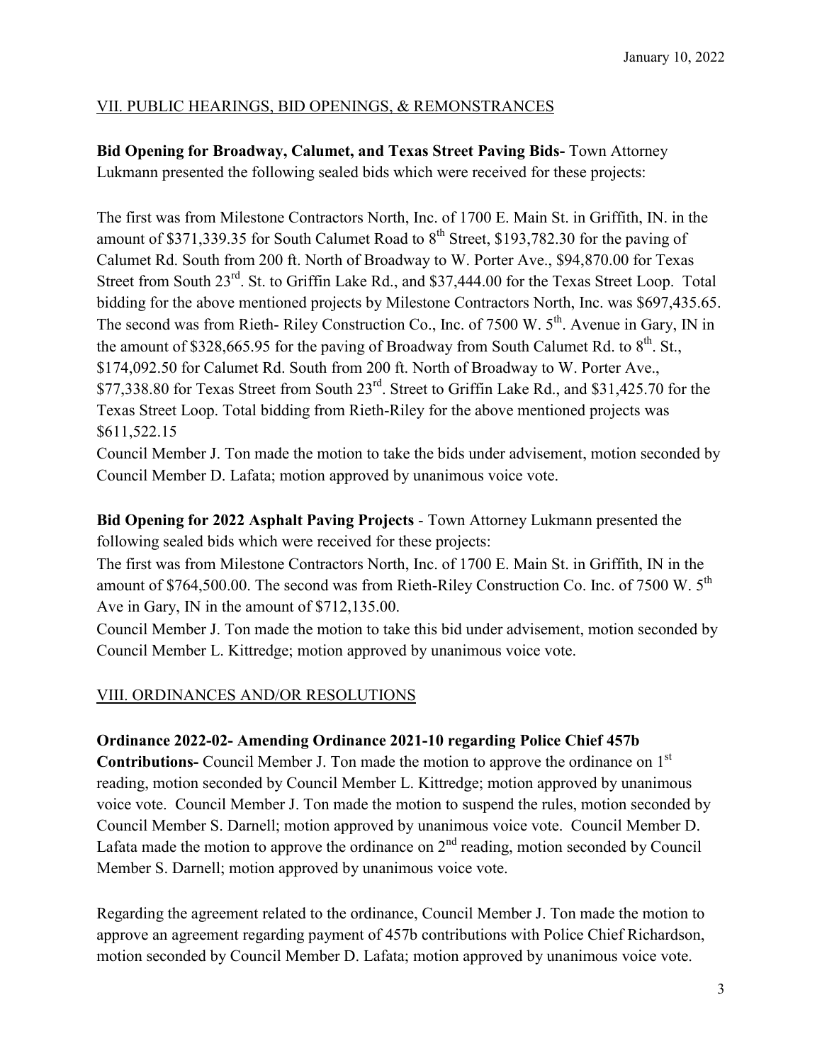January 10, 2022

## VII. PUBLIC HEARINGS, BID OPENINGS, & REMONSTRANCES

**Bid Opening for Broadway, Calumet, and Texas Street Paving Bids-** Town Attorney Lukmann presented the following sealed bids which were received for these projects:

The first was from Milestone Contractors North, Inc. of 1700 E. Main St. in Griffith, IN. in the amount of $371,339.35 for South Calumet Road to 8th Street, $193,782.30 for the paving of Calumet Rd. South from 200 ft. North of Broadway to W. Porter Ave., $94,870.00 for Texas Street from South 23rd. St. to Griffin Lake Rd., and $37,444.00 for the Texas Street Loop. Total bidding for the above mentioned projects by Milestone Contractors North, Inc. was $697,435.65. The second was from Rieth- Riley Construction Co., Inc. of 7500 W. 5th. Avenue in Gary, IN in the amount of $328,665.95 for the paving of Broadway from South Calumet Rd. to 8th. St., $174,092.50 for Calumet Rd. South from 200 ft. North of Broadway to W. Porter Ave., $77,338.80 for Texas Street from South 23rd. Street to Griffin Lake Rd., and $31,425.70 for the Texas Street Loop. Total bidding from Rieth-Riley for the above mentioned projects was $611,522.15

Council Member J. Ton made the motion to take the bids under advisement, motion seconded by Council Member D. Lafata; motion approved by unanimous voice vote.

**Bid Opening for 2022 Asphalt Paving Projects** - Town Attorney Lukmann presented the following sealed bids which were received for these projects:

The first was from Milestone Contractors North, Inc. of 1700 E. Main St. in Griffith, IN in the amount of $764,500.00. The second was from Rieth-Riley Construction Co. Inc. of 7500 W. 5th Ave in Gary, IN in the amount of $712,135.00.

Council Member J. Ton made the motion to take this bid under advisement, motion seconded by Council Member L. Kittredge; motion approved by unanimous voice vote.

## VIII. ORDINANCES AND/OR RESOLUTIONS

**Ordinance 2022-02- Amending Ordinance 2021-10 regarding Police Chief 457b Contributions-** Council Member J. Ton made the motion to approve the ordinance on 1st reading, motion seconded by Council Member L. Kittredge; motion approved by unanimous voice vote. Council Member J. Ton made the motion to suspend the rules, motion seconded by Council Member S. Darnell; motion approved by unanimous voice vote. Council Member D. Lafata made the motion to approve the ordinance on 2nd reading, motion seconded by Council Member S. Darnell; motion approved by unanimous voice vote.

Regarding the agreement related to the ordinance, Council Member J. Ton made the motion to approve an agreement regarding payment of 457b contributions with Police Chief Richardson, motion seconded by Council Member D. Lafata; motion approved by unanimous voice vote.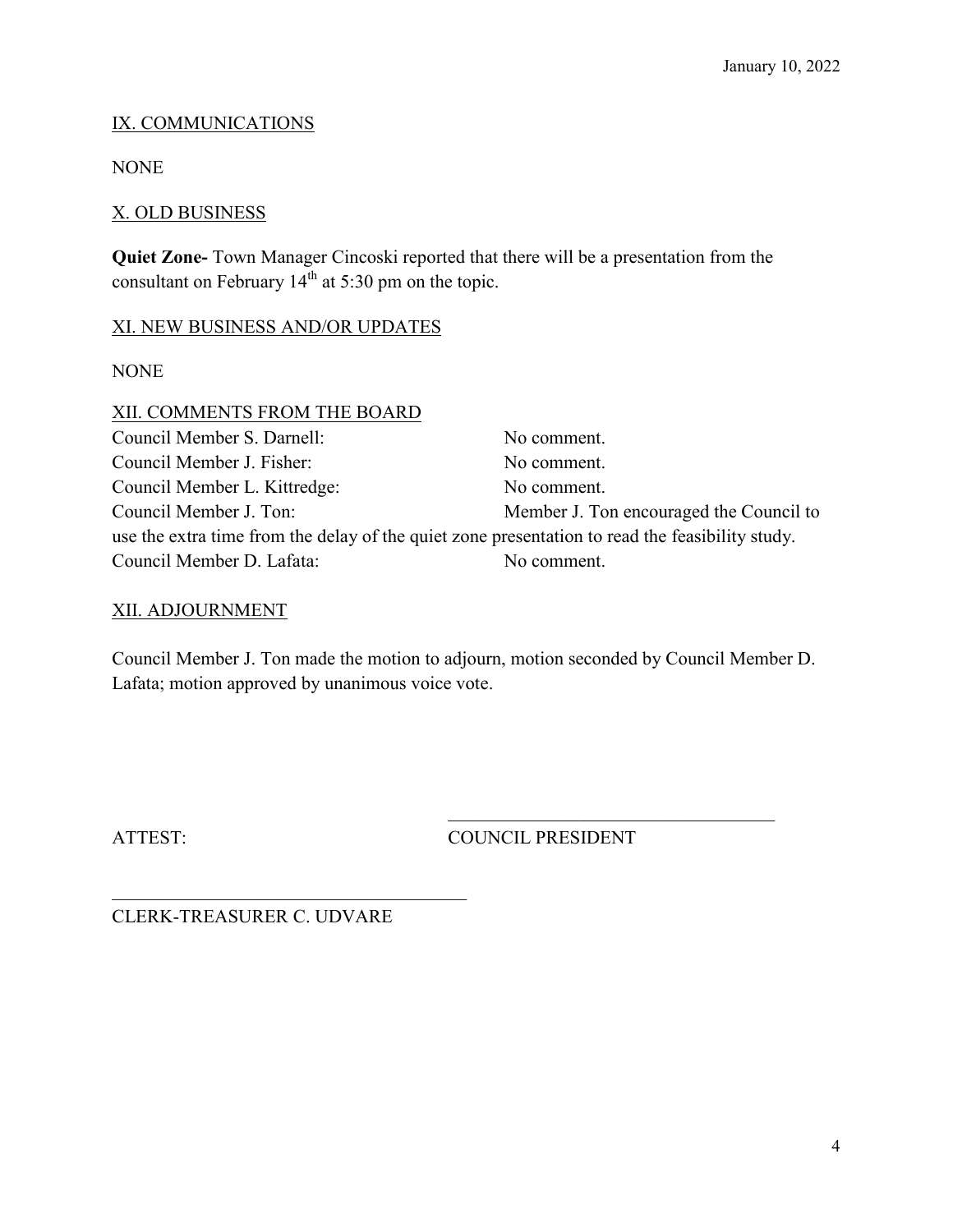January 10, 2022

IX. COMMUNICATIONS

NONE

X. OLD BUSINESS

**Quiet Zone-** Town Manager Cincoski reported that there will be a presentation from the consultant on February 14th at 5:30 pm on the topic.

XI. NEW BUSINESS AND/OR UPDATES

NONE

XII. COMMENTS FROM THE BOARD

Council Member S. Darnell: No comment.

Council Member J. Fisher: No comment.

Council Member L. Kittredge: No comment.

Council Member J. Ton: Member J. Ton encouraged the Council to use the extra time from the delay of the quiet zone presentation to read the feasibility study.

Council Member D. Lafata: No comment.

XII. ADJOURNMENT

Council Member J. Ton made the motion to adjourn, motion seconded by Council Member D. Lafata; motion approved by unanimous voice vote.

ATTEST:

\_\_\_\_\_\_\_\_\_\_\_\_\_\_\_\_\_\_\_\_\_\_\_\_\_\_\_\_\_\_\_\_\_\_\_\_
COUNCIL PRESIDENT

\_\_\_\_\_\_\_\_\_\_\_\_\_\_\_\_\_\_\_\_\_\_\_\_\_\_\_\_\_\_\_\_\_\_\_\_
CLERK-TREASURER C. UDVARE